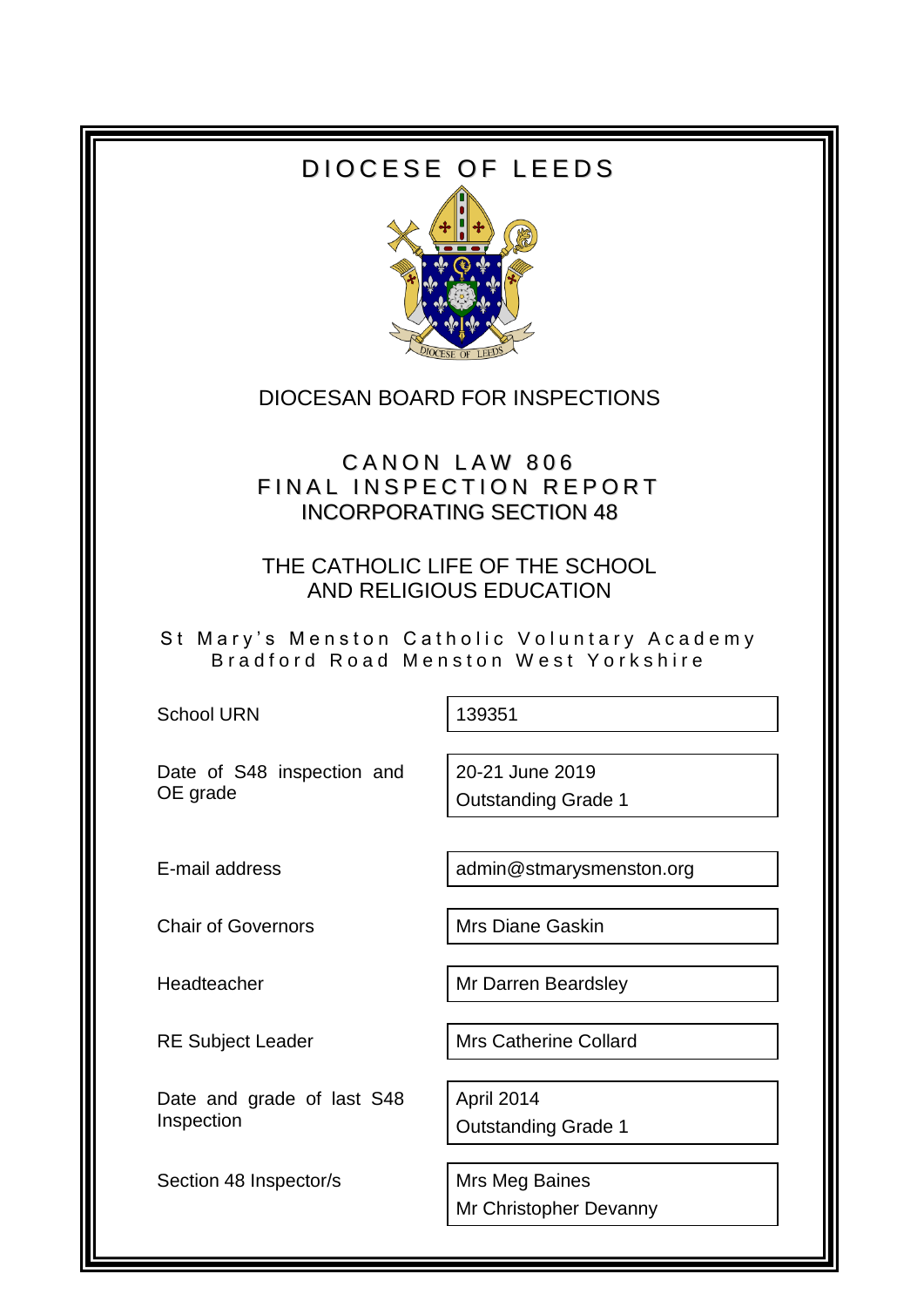# DIOCESE OF LEEDS

DIOCESAN BOARD FOR INSPECTIONS

## CANON LAW 806
## FINAL INSPECTION REPORT
## INCORPORATING SECTION 48

## THE CATHOLIC LIFE OF THE SCHOOL AND RELIGIOUS EDUCATION

St Mary's Menston Catholic Voluntary Academy
Bradford Road Menston West Yorkshire

| | |
|---|---|
| School URN | 139351 |
| Date of S48 inspection and OE grade | 20-21 June 2019<br>Outstanding Grade 1 |
| E-mail address | admin@stmarysmenston.org |
| Chair of Governors | Mrs Diane Gaskin |
| Headteacher | Mr Darren Beardsley |
| RE Subject Leader | Mrs Catherine Collard |
| Date and grade of last S48 Inspection | April 2014<br>Outstanding Grade 1 |
| Section 48 Inspector/s | Mrs Meg Baines<br>Mr Christopher Devanny |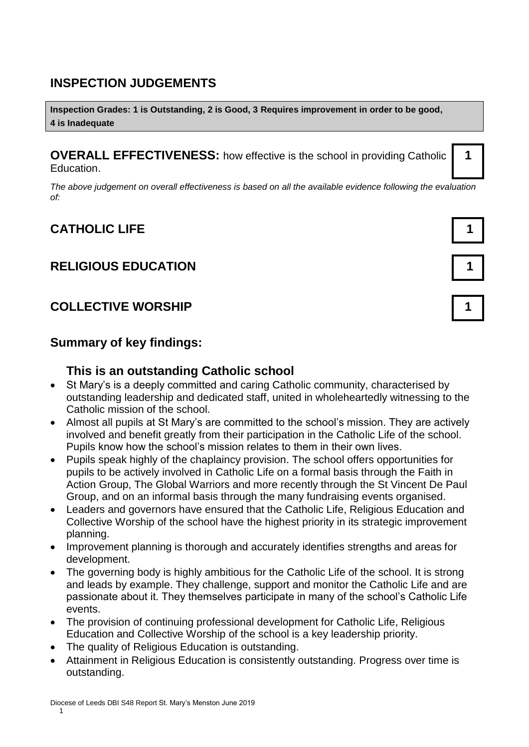## INSPECTION JUDGEMENTS

**Inspection Grades: 1 is Outstanding, 2 is Good, 3 Requires improvement in order to be good, 4 is Inadequate**

**OVERALL EFFECTIVENESS:** how effective is the school in providing Catholic Education. **1**

*The above judgement on overall effectiveness is based on all the available evidence following the evaluation of:*

## CATHOLIC LIFE **1**

## RELIGIOUS EDUCATION **1**

## COLLECTIVE WORSHIP **1**

## Summary of key findings:

### This is an outstanding Catholic school

- St Mary's is a deeply committed and caring Catholic community, characterised by outstanding leadership and dedicated staff, united in wholeheartedly witnessing to the Catholic mission of the school.
- Almost all pupils at St Mary's are committed to the school's mission. They are actively involved and benefit greatly from their participation in the Catholic Life of the school. Pupils know how the school's mission relates to them in their own lives.
- Pupils speak highly of the chaplaincy provision. The school offers opportunities for pupils to be actively involved in Catholic Life on a formal basis through the Faith in Action Group, The Global Warriors and more recently through the St Vincent De Paul Group, and on an informal basis through the many fundraising events organised.
- Leaders and governors have ensured that the Catholic Life, Religious Education and Collective Worship of the school have the highest priority in its strategic improvement planning.
- Improvement planning is thorough and accurately identifies strengths and areas for development.
- The governing body is highly ambitious for the Catholic Life of the school. It is strong and leads by example. They challenge, support and monitor the Catholic Life and are passionate about it. They themselves participate in many of the school's Catholic Life events.
- The provision of continuing professional development for Catholic Life, Religious Education and Collective Worship of the school is a key leadership priority.
- The quality of Religious Education is outstanding.
- Attainment in Religious Education is consistently outstanding. Progress over time is outstanding.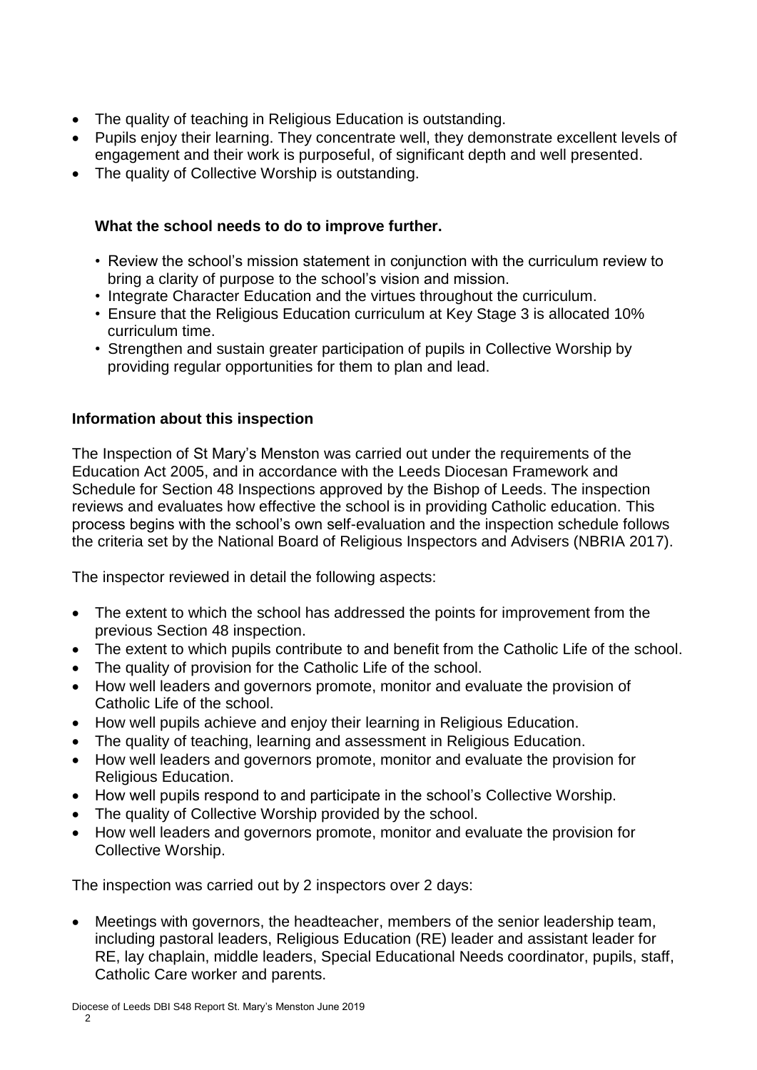- The quality of teaching in Religious Education is outstanding.
- Pupils enjoy their learning. They concentrate well, they demonstrate excellent levels of engagement and their work is purposeful, of significant depth and well presented.
- The quality of Collective Worship is outstanding.

**What the school needs to do to improve further.**

- Review the school's mission statement in conjunction with the curriculum review to bring a clarity of purpose to the school's vision and mission.
- Integrate Character Education and the virtues throughout the curriculum.
- Ensure that the Religious Education curriculum at Key Stage 3 is allocated 10% curriculum time.
- Strengthen and sustain greater participation of pupils in Collective Worship by providing regular opportunities for them to plan and lead.

**Information about this inspection**

The Inspection of St Mary's Menston was carried out under the requirements of the Education Act 2005, and in accordance with the Leeds Diocesan Framework and Schedule for Section 48 Inspections approved by the Bishop of Leeds. The inspection reviews and evaluates how effective the school is in providing Catholic education. This process begins with the school's own self-evaluation and the inspection schedule follows the criteria set by the National Board of Religious Inspectors and Advisers (NBRIA 2017).

The inspector reviewed in detail the following aspects:

- The extent to which the school has addressed the points for improvement from the previous Section 48 inspection.
- The extent to which pupils contribute to and benefit from the Catholic Life of the school.
- The quality of provision for the Catholic Life of the school.
- How well leaders and governors promote, monitor and evaluate the provision of Catholic Life of the school.
- How well pupils achieve and enjoy their learning in Religious Education.
- The quality of teaching, learning and assessment in Religious Education.
- How well leaders and governors promote, monitor and evaluate the provision for Religious Education.
- How well pupils respond to and participate in the school's Collective Worship.
- The quality of Collective Worship provided by the school.
- How well leaders and governors promote, monitor and evaluate the provision for Collective Worship.

The inspection was carried out by 2 inspectors over 2 days:

- Meetings with governors, the headteacher, members of the senior leadership team, including pastoral leaders, Religious Education (RE) leader and assistant leader for RE, lay chaplain, middle leaders, Special Educational Needs coordinator, pupils, staff, Catholic Care worker and parents.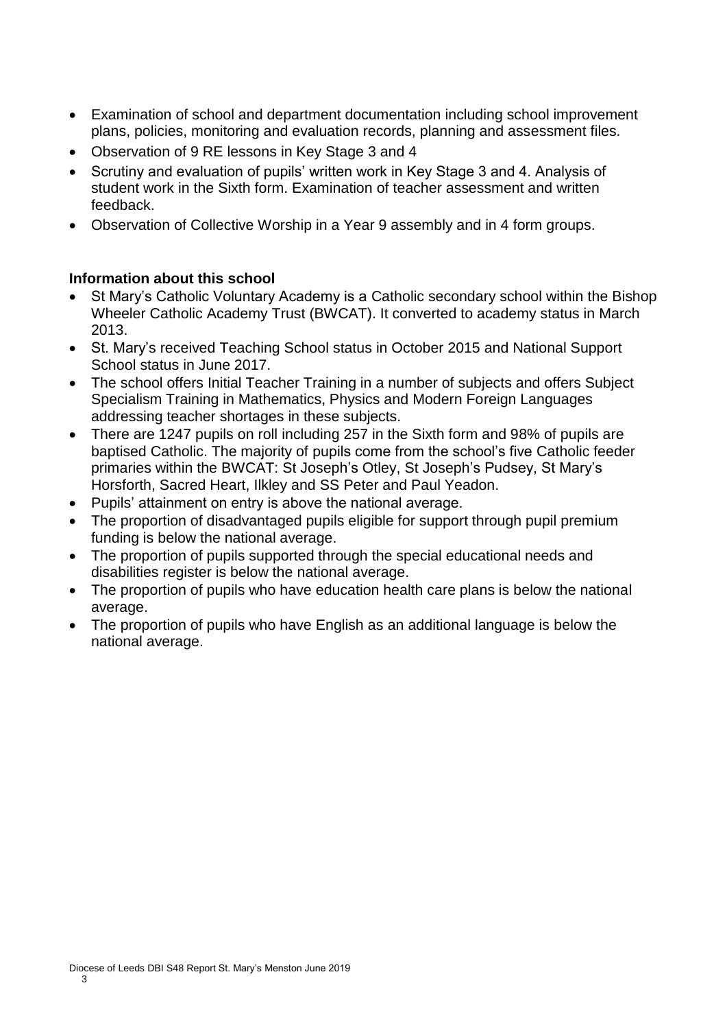- Examination of school and department documentation including school improvement plans, policies, monitoring and evaluation records, planning and assessment files.
- Observation of 9 RE lessons in Key Stage 3 and 4
- Scrutiny and evaluation of pupils' written work in Key Stage 3 and 4. Analysis of student work in the Sixth form. Examination of teacher assessment and written feedback.
- Observation of Collective Worship in a Year 9 assembly and in 4 form groups.

**Information about this school**

- St Mary's Catholic Voluntary Academy is a Catholic secondary school within the Bishop Wheeler Catholic Academy Trust (BWCAT). It converted to academy status in March 2013.
- St. Mary's received Teaching School status in October 2015 and National Support School status in June 2017.
- The school offers Initial Teacher Training in a number of subjects and offers Subject Specialism Training in Mathematics, Physics and Modern Foreign Languages addressing teacher shortages in these subjects.
- There are 1247 pupils on roll including 257 in the Sixth form and 98% of pupils are baptised Catholic. The majority of pupils come from the school's five Catholic feeder primaries within the BWCAT: St Joseph's Otley, St Joseph's Pudsey, St Mary's Horsforth, Sacred Heart, Ilkley and SS Peter and Paul Yeadon.
- Pupils' attainment on entry is above the national average.
- The proportion of disadvantaged pupils eligible for support through pupil premium funding is below the national average.
- The proportion of pupils supported through the special educational needs and disabilities register is below the national average.
- The proportion of pupils who have education health care plans is below the national average.
- The proportion of pupils who have English as an additional language is below the national average.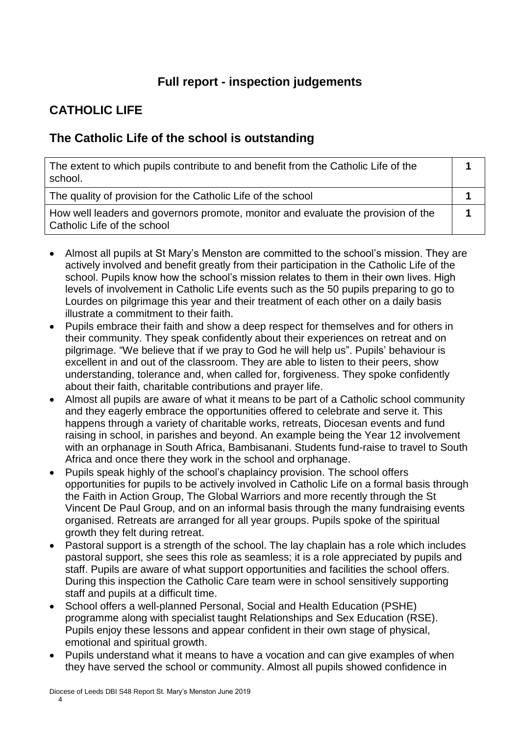# Full report - inspection judgements

## CATHOLIC LIFE

## The Catholic Life of the school is outstanding

| | |
|---|---|
| The extent to which pupils contribute to and benefit from the Catholic Life of the school. | **1** |
| The quality of provision for the Catholic Life of the school | **1** |
| How well leaders and governors promote, monitor and evaluate the provision of the Catholic Life of the school | **1** |

- Almost all pupils at St Mary's Menston are committed to the school's mission. They are actively involved and benefit greatly from their participation in the Catholic Life of the school. Pupils know how the school's mission relates to them in their own lives. High levels of involvement in Catholic Life events such as the 50 pupils preparing to go to Lourdes on pilgrimage this year and their treatment of each other on a daily basis illustrate a commitment to their faith.
- Pupils embrace their faith and show a deep respect for themselves and for others in their community. They speak confidently about their experiences on retreat and on pilgrimage. "We believe that if we pray to God he will help us". Pupils' behaviour is excellent in and out of the classroom. They are able to listen to their peers, show understanding, tolerance and, when called for, forgiveness. They spoke confidently about their faith, charitable contributions and prayer life.
- Almost all pupils are aware of what it means to be part of a Catholic school community and they eagerly embrace the opportunities offered to celebrate and serve it. This happens through a variety of charitable works, retreats, Diocesan events and fund raising in school, in parishes and beyond. An example being the Year 12 involvement with an orphanage in South Africa, Bambisanani. Students fund-raise to travel to South Africa and once there they work in the school and orphanage.
- Pupils speak highly of the school's chaplaincy provision. The school offers opportunities for pupils to be actively involved in Catholic Life on a formal basis through the Faith in Action Group, The Global Warriors and more recently through the St Vincent De Paul Group, and on an informal basis through the many fundraising events organised. Retreats are arranged for all year groups. Pupils spoke of the spiritual growth they felt during retreat.
- Pastoral support is a strength of the school. The lay chaplain has a role which includes pastoral support, she sees this role as seamless; it is a role appreciated by pupils and staff. Pupils are aware of what support opportunities and facilities the school offers. During this inspection the Catholic Care team were in school sensitively supporting staff and pupils at a difficult time.
- School offers a well-planned Personal, Social and Health Education (PSHE) programme along with specialist taught Relationships and Sex Education (RSE). Pupils enjoy these lessons and appear confident in their own stage of physical, emotional and spiritual growth.
- Pupils understand what it means to have a vocation and can give examples of when they have served the school or community. Almost all pupils showed confidence in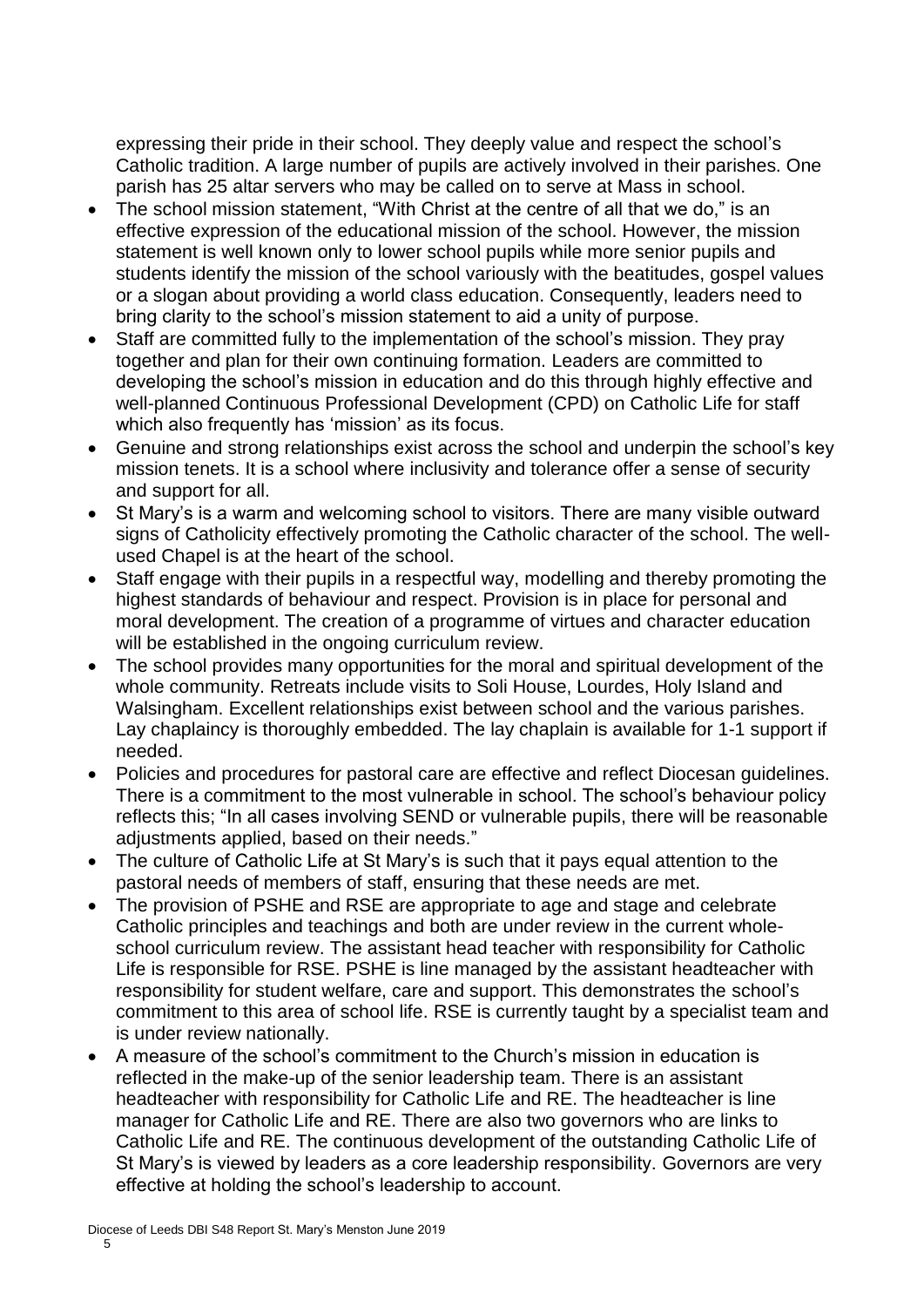expressing their pride in their school. They deeply value and respect the school's Catholic tradition. A large number of pupils are actively involved in their parishes. One parish has 25 altar servers who may be called on to serve at Mass in school.

- The school mission statement, "With Christ at the centre of all that we do," is an effective expression of the educational mission of the school. However, the mission statement is well known only to lower school pupils while more senior pupils and students identify the mission of the school variously with the beatitudes, gospel values or a slogan about providing a world class education. Consequently, leaders need to bring clarity to the school's mission statement to aid a unity of purpose.
- Staff are committed fully to the implementation of the school's mission. They pray together and plan for their own continuing formation. Leaders are committed to developing the school's mission in education and do this through highly effective and well-planned Continuous Professional Development (CPD) on Catholic Life for staff which also frequently has 'mission' as its focus.
- Genuine and strong relationships exist across the school and underpin the school's key mission tenets. It is a school where inclusivity and tolerance offer a sense of security and support for all.
- St Mary's is a warm and welcoming school to visitors. There are many visible outward signs of Catholicity effectively promoting the Catholic character of the school. The well-used Chapel is at the heart of the school.
- Staff engage with their pupils in a respectful way, modelling and thereby promoting the highest standards of behaviour and respect. Provision is in place for personal and moral development. The creation of a programme of virtues and character education will be established in the ongoing curriculum review.
- The school provides many opportunities for the moral and spiritual development of the whole community. Retreats include visits to Soli House, Lourdes, Holy Island and Walsingham. Excellent relationships exist between school and the various parishes. Lay chaplaincy is thoroughly embedded. The lay chaplain is available for 1-1 support if needed.
- Policies and procedures for pastoral care are effective and reflect Diocesan guidelines. There is a commitment to the most vulnerable in school. The school's behaviour policy reflects this; "In all cases involving SEND or vulnerable pupils, there will be reasonable adjustments applied, based on their needs."
- The culture of Catholic Life at St Mary's is such that it pays equal attention to the pastoral needs of members of staff, ensuring that these needs are met.
- The provision of PSHE and RSE are appropriate to age and stage and celebrate Catholic principles and teachings and both are under review in the current whole-school curriculum review. The assistant head teacher with responsibility for Catholic Life is responsible for RSE. PSHE is line managed by the assistant headteacher with responsibility for student welfare, care and support. This demonstrates the school's commitment to this area of school life. RSE is currently taught by a specialist team and is under review nationally.
- A measure of the school's commitment to the Church's mission in education is reflected in the make-up of the senior leadership team. There is an assistant headteacher with responsibility for Catholic Life and RE. The headteacher is line manager for Catholic Life and RE. There are also two governors who are links to Catholic Life and RE. The continuous development of the outstanding Catholic Life of St Mary's is viewed by leaders as a core leadership responsibility. Governors are very effective at holding the school's leadership to account.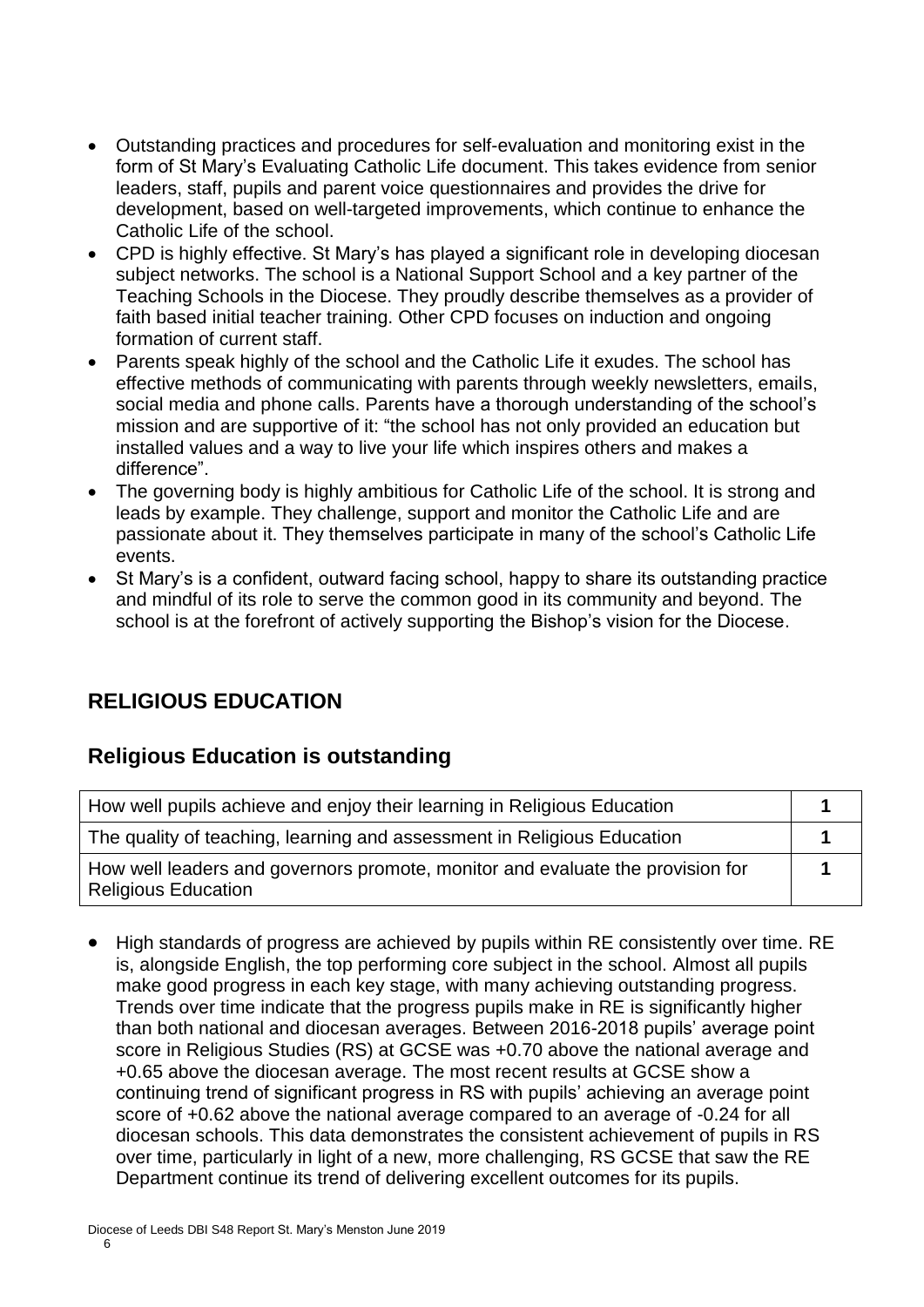- Outstanding practices and procedures for self-evaluation and monitoring exist in the form of St Mary's Evaluating Catholic Life document. This takes evidence from senior leaders, staff, pupils and parent voice questionnaires and provides the drive for development, based on well-targeted improvements, which continue to enhance the Catholic Life of the school.
- CPD is highly effective. St Mary's has played a significant role in developing diocesan subject networks. The school is a National Support School and a key partner of the Teaching Schools in the Diocese. They proudly describe themselves as a provider of faith based initial teacher training. Other CPD focuses on induction and ongoing formation of current staff.
- Parents speak highly of the school and the Catholic Life it exudes. The school has effective methods of communicating with parents through weekly newsletters, emails, social media and phone calls. Parents have a thorough understanding of the school's mission and are supportive of it: "the school has not only provided an education but installed values and a way to live your life which inspires others and makes a difference".
- The governing body is highly ambitious for Catholic Life of the school. It is strong and leads by example. They challenge, support and monitor the Catholic Life and are passionate about it. They themselves participate in many of the school's Catholic Life events.
- St Mary's is a confident, outward facing school, happy to share its outstanding practice and mindful of its role to serve the common good in its community and beyond. The school is at the forefront of actively supporting the Bishop's vision for the Diocese.

## RELIGIOUS EDUCATION

## Religious Education is outstanding

| | |
|---|---|
| How well pupils achieve and enjoy their learning in Religious Education | **1** |
| The quality of teaching, learning and assessment in Religious Education | **1** |
| How well leaders and governors promote, monitor and evaluate the provision for Religious Education | **1** |

- High standards of progress are achieved by pupils within RE consistently over time. RE is, alongside English, the top performing core subject in the school. Almost all pupils make good progress in each key stage, with many achieving outstanding progress. Trends over time indicate that the progress pupils make in RE is significantly higher than both national and diocesan averages. Between 2016-2018 pupils' average point score in Religious Studies (RS) at GCSE was +0.70 above the national average and +0.65 above the diocesan average. The most recent results at GCSE show a continuing trend of significant progress in RS with pupils' achieving an average point score of +0.62 above the national average compared to an average of -0.24 for all diocesan schools. This data demonstrates the consistent achievement of pupils in RS over time, particularly in light of a new, more challenging, RS GCSE that saw the RE Department continue its trend of delivering excellent outcomes for its pupils.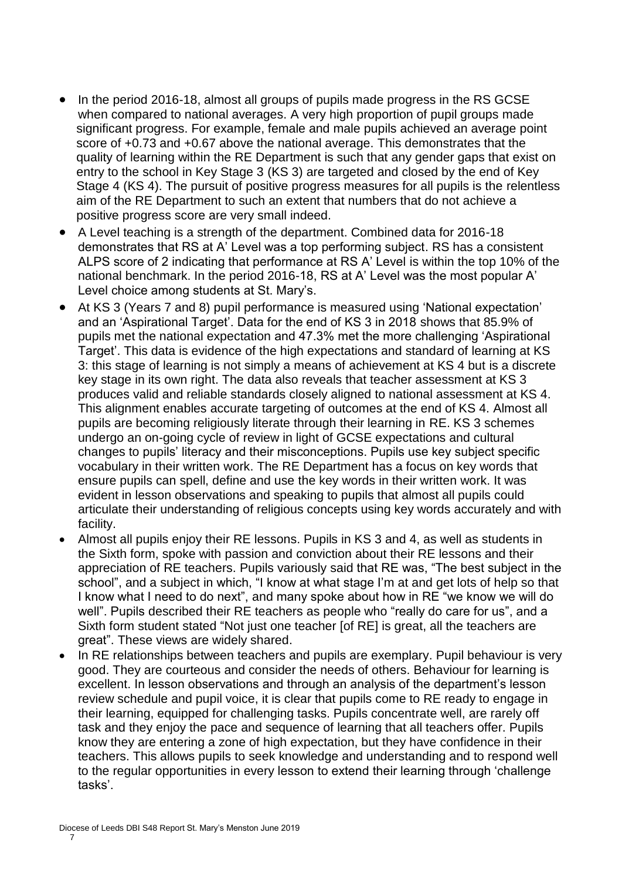- In the period 2016-18, almost all groups of pupils made progress in the RS GCSE when compared to national averages. A very high proportion of pupil groups made significant progress. For example, female and male pupils achieved an average point score of +0.73 and +0.67 above the national average. This demonstrates that the quality of learning within the RE Department is such that any gender gaps that exist on entry to the school in Key Stage 3 (KS 3) are targeted and closed by the end of Key Stage 4 (KS 4). The pursuit of positive progress measures for all pupils is the relentless aim of the RE Department to such an extent that numbers that do not achieve a positive progress score are very small indeed.
- A Level teaching is a strength of the department. Combined data for 2016-18 demonstrates that RS at A' Level was a top performing subject. RS has a consistent ALPS score of 2 indicating that performance at RS A' Level is within the top 10% of the national benchmark. In the period 2016-18, RS at A' Level was the most popular A' Level choice among students at St. Mary's.
- At KS 3 (Years 7 and 8) pupil performance is measured using 'National expectation' and an 'Aspirational Target'. Data for the end of KS 3 in 2018 shows that 85.9% of pupils met the national expectation and 47.3% met the more challenging 'Aspirational Target'. This data is evidence of the high expectations and standard of learning at KS 3: this stage of learning is not simply a means of achievement at KS 4 but is a discrete key stage in its own right. The data also reveals that teacher assessment at KS 3 produces valid and reliable standards closely aligned to national assessment at KS 4. This alignment enables accurate targeting of outcomes at the end of KS 4. Almost all pupils are becoming religiously literate through their learning in RE. KS 3 schemes undergo an on-going cycle of review in light of GCSE expectations and cultural changes to pupils' literacy and their misconceptions. Pupils use key subject specific vocabulary in their written work. The RE Department has a focus on key words that ensure pupils can spell, define and use the key words in their written work. It was evident in lesson observations and speaking to pupils that almost all pupils could articulate their understanding of religious concepts using key words accurately and with facility.
- Almost all pupils enjoy their RE lessons. Pupils in KS 3 and 4, as well as students in the Sixth form, spoke with passion and conviction about their RE lessons and their appreciation of RE teachers. Pupils variously said that RE was, "The best subject in the school", and a subject in which, "I know at what stage I'm at and get lots of help so that I know what I need to do next", and many spoke about how in RE "we know we will do well". Pupils described their RE teachers as people who "really do care for us", and a Sixth form student stated "Not just one teacher [of RE] is great, all the teachers are great". These views are widely shared.
- In RE relationships between teachers and pupils are exemplary. Pupil behaviour is very good. They are courteous and consider the needs of others. Behaviour for learning is excellent. In lesson observations and through an analysis of the department's lesson review schedule and pupil voice, it is clear that pupils come to RE ready to engage in their learning, equipped for challenging tasks. Pupils concentrate well, are rarely off task and they enjoy the pace and sequence of learning that all teachers offer. Pupils know they are entering a zone of high expectation, but they have confidence in their teachers. This allows pupils to seek knowledge and understanding and to respond well to the regular opportunities in every lesson to extend their learning through 'challenge tasks'.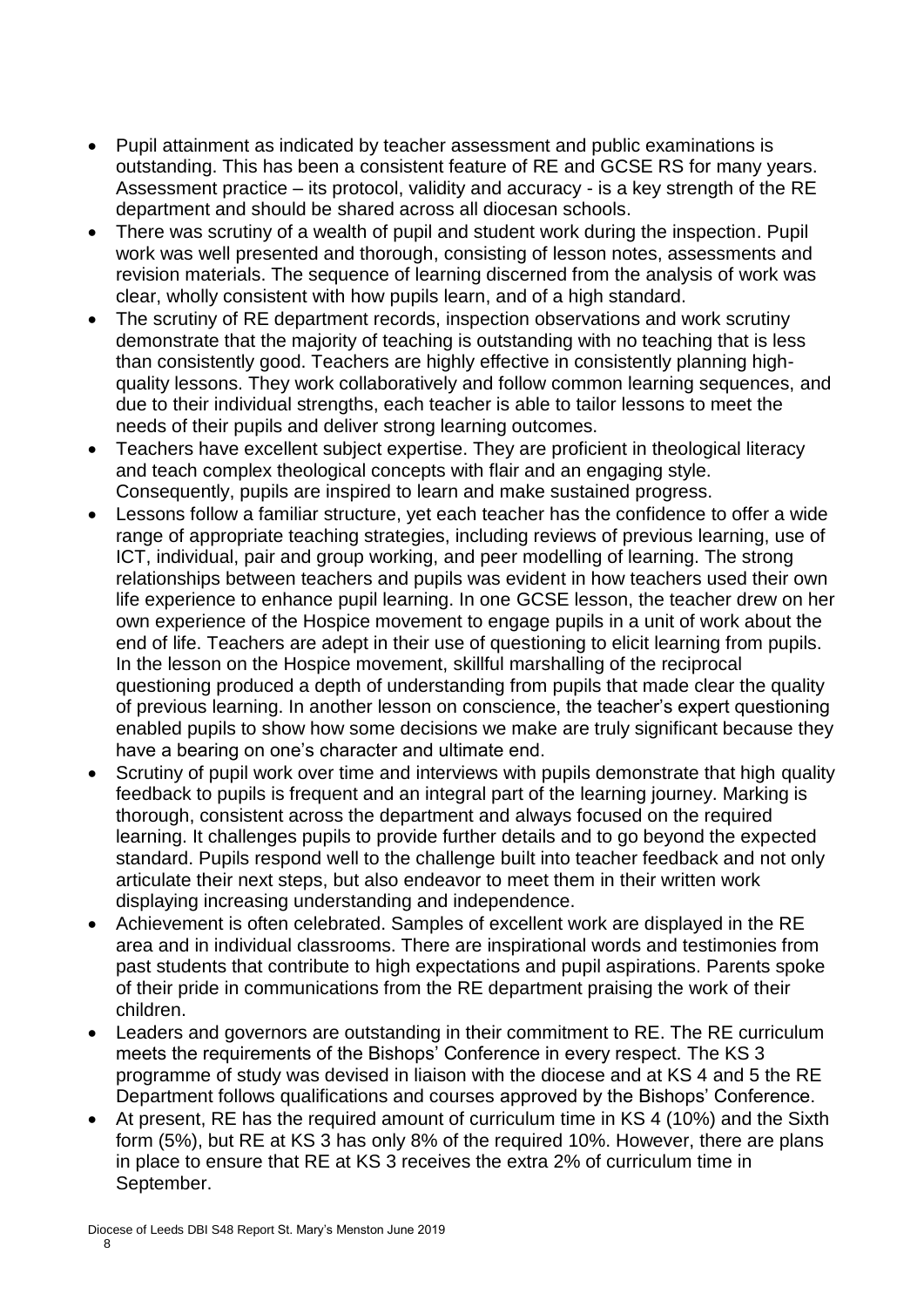- Pupil attainment as indicated by teacher assessment and public examinations is outstanding. This has been a consistent feature of RE and GCSE RS for many years. Assessment practice – its protocol, validity and accuracy - is a key strength of the RE department and should be shared across all diocesan schools.
- There was scrutiny of a wealth of pupil and student work during the inspection. Pupil work was well presented and thorough, consisting of lesson notes, assessments and revision materials. The sequence of learning discerned from the analysis of work was clear, wholly consistent with how pupils learn, and of a high standard.
- The scrutiny of RE department records, inspection observations and work scrutiny demonstrate that the majority of teaching is outstanding with no teaching that is less than consistently good. Teachers are highly effective in consistently planning high-quality lessons. They work collaboratively and follow common learning sequences, and due to their individual strengths, each teacher is able to tailor lessons to meet the needs of their pupils and deliver strong learning outcomes.
- Teachers have excellent subject expertise. They are proficient in theological literacy and teach complex theological concepts with flair and an engaging style. Consequently, pupils are inspired to learn and make sustained progress.
- Lessons follow a familiar structure, yet each teacher has the confidence to offer a wide range of appropriate teaching strategies, including reviews of previous learning, use of ICT, individual, pair and group working, and peer modelling of learning. The strong relationships between teachers and pupils was evident in how teachers used their own life experience to enhance pupil learning. In one GCSE lesson, the teacher drew on her own experience of the Hospice movement to engage pupils in a unit of work about the end of life. Teachers are adept in their use of questioning to elicit learning from pupils. In the lesson on the Hospice movement, skillful marshalling of the reciprocal questioning produced a depth of understanding from pupils that made clear the quality of previous learning. In another lesson on conscience, the teacher's expert questioning enabled pupils to show how some decisions we make are truly significant because they have a bearing on one's character and ultimate end.
- Scrutiny of pupil work over time and interviews with pupils demonstrate that high quality feedback to pupils is frequent and an integral part of the learning journey. Marking is thorough, consistent across the department and always focused on the required learning. It challenges pupils to provide further details and to go beyond the expected standard. Pupils respond well to the challenge built into teacher feedback and not only articulate their next steps, but also endeavor to meet them in their written work displaying increasing understanding and independence.
- Achievement is often celebrated. Samples of excellent work are displayed in the RE area and in individual classrooms. There are inspirational words and testimonies from past students that contribute to high expectations and pupil aspirations. Parents spoke of their pride in communications from the RE department praising the work of their children.
- Leaders and governors are outstanding in their commitment to RE. The RE curriculum meets the requirements of the Bishops' Conference in every respect. The KS 3 programme of study was devised in liaison with the diocese and at KS 4 and 5 the RE Department follows qualifications and courses approved by the Bishops' Conference.
- At present, RE has the required amount of curriculum time in KS 4 (10%) and the Sixth form (5%), but RE at KS 3 has only 8% of the required 10%. However, there are plans in place to ensure that RE at KS 3 receives the extra 2% of curriculum time in September.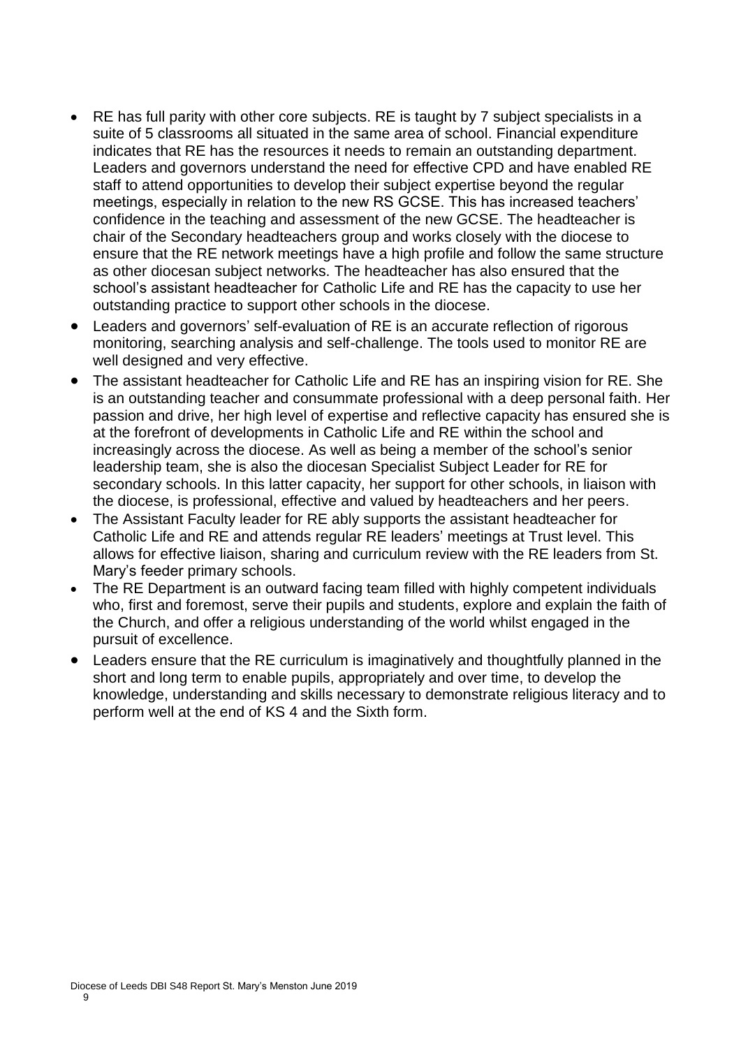- RE has full parity with other core subjects. RE is taught by 7 subject specialists in a suite of 5 classrooms all situated in the same area of school. Financial expenditure indicates that RE has the resources it needs to remain an outstanding department. Leaders and governors understand the need for effective CPD and have enabled RE staff to attend opportunities to develop their subject expertise beyond the regular meetings, especially in relation to the new RS GCSE. This has increased teachers' confidence in the teaching and assessment of the new GCSE. The headteacher is chair of the Secondary headteachers group and works closely with the diocese to ensure that the RE network meetings have a high profile and follow the same structure as other diocesan subject networks. The headteacher has also ensured that the school's assistant headteacher for Catholic Life and RE has the capacity to use her outstanding practice to support other schools in the diocese.
- Leaders and governors' self-evaluation of RE is an accurate reflection of rigorous monitoring, searching analysis and self-challenge. The tools used to monitor RE are well designed and very effective.
- The assistant headteacher for Catholic Life and RE has an inspiring vision for RE. She is an outstanding teacher and consummate professional with a deep personal faith. Her passion and drive, her high level of expertise and reflective capacity has ensured she is at the forefront of developments in Catholic Life and RE within the school and increasingly across the diocese. As well as being a member of the school's senior leadership team, she is also the diocesan Specialist Subject Leader for RE for secondary schools. In this latter capacity, her support for other schools, in liaison with the diocese, is professional, effective and valued by headteachers and her peers.
- The Assistant Faculty leader for RE ably supports the assistant headteacher for Catholic Life and RE and attends regular RE leaders' meetings at Trust level. This allows for effective liaison, sharing and curriculum review with the RE leaders from St. Mary's feeder primary schools.
- The RE Department is an outward facing team filled with highly competent individuals who, first and foremost, serve their pupils and students, explore and explain the faith of the Church, and offer a religious understanding of the world whilst engaged in the pursuit of excellence.
- Leaders ensure that the RE curriculum is imaginatively and thoughtfully planned in the short and long term to enable pupils, appropriately and over time, to develop the knowledge, understanding and skills necessary to demonstrate religious literacy and to perform well at the end of KS 4 and the Sixth form.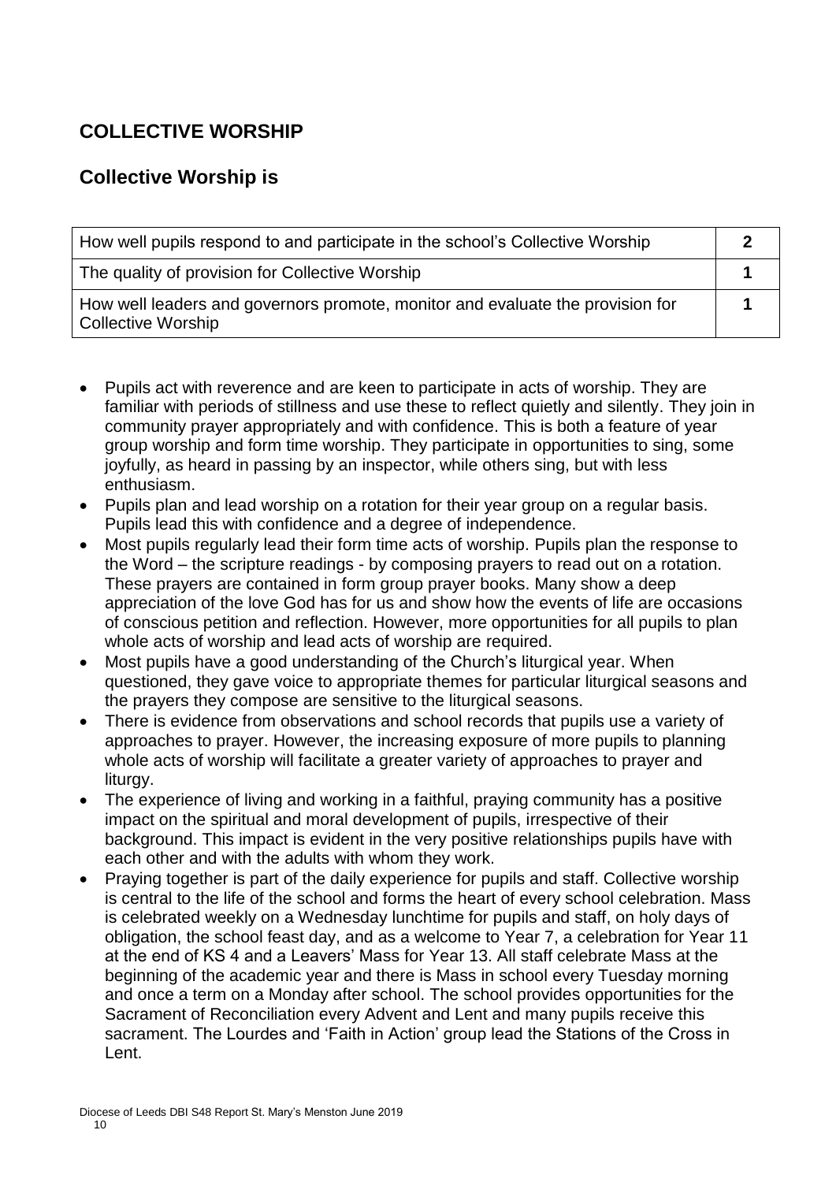## COLLECTIVE WORSHIP

### Collective Worship is

| | |
|---|---|
| How well pupils respond to and participate in the school's Collective Worship | **2** |
| The quality of provision for Collective Worship | **1** |
| How well leaders and governors promote, monitor and evaluate the provision for Collective Worship | **1** |

- Pupils act with reverence and are keen to participate in acts of worship. They are familiar with periods of stillness and use these to reflect quietly and silently. They join in community prayer appropriately and with confidence. This is both a feature of year group worship and form time worship. They participate in opportunities to sing, some joyfully, as heard in passing by an inspector, while others sing, but with less enthusiasm.
- Pupils plan and lead worship on a rotation for their year group on a regular basis. Pupils lead this with confidence and a degree of independence.
- Most pupils regularly lead their form time acts of worship. Pupils plan the response to the Word – the scripture readings - by composing prayers to read out on a rotation. These prayers are contained in form group prayer books. Many show a deep appreciation of the love God has for us and show how the events of life are occasions of conscious petition and reflection. However, more opportunities for all pupils to plan whole acts of worship and lead acts of worship are required.
- Most pupils have a good understanding of the Church's liturgical year. When questioned, they gave voice to appropriate themes for particular liturgical seasons and the prayers they compose are sensitive to the liturgical seasons.
- There is evidence from observations and school records that pupils use a variety of approaches to prayer. However, the increasing exposure of more pupils to planning whole acts of worship will facilitate a greater variety of approaches to prayer and liturgy.
- The experience of living and working in a faithful, praying community has a positive impact on the spiritual and moral development of pupils, irrespective of their background. This impact is evident in the very positive relationships pupils have with each other and with the adults with whom they work.
- Praying together is part of the daily experience for pupils and staff. Collective worship is central to the life of the school and forms the heart of every school celebration. Mass is celebrated weekly on a Wednesday lunchtime for pupils and staff, on holy days of obligation, the school feast day, and as a welcome to Year 7, a celebration for Year 11 at the end of KS 4 and a Leavers' Mass for Year 13. All staff celebrate Mass at the beginning of the academic year and there is Mass in school every Tuesday morning and once a term on a Monday after school. The school provides opportunities for the Sacrament of Reconciliation every Advent and Lent and many pupils receive this sacrament. The Lourdes and 'Faith in Action' group lead the Stations of the Cross in Lent.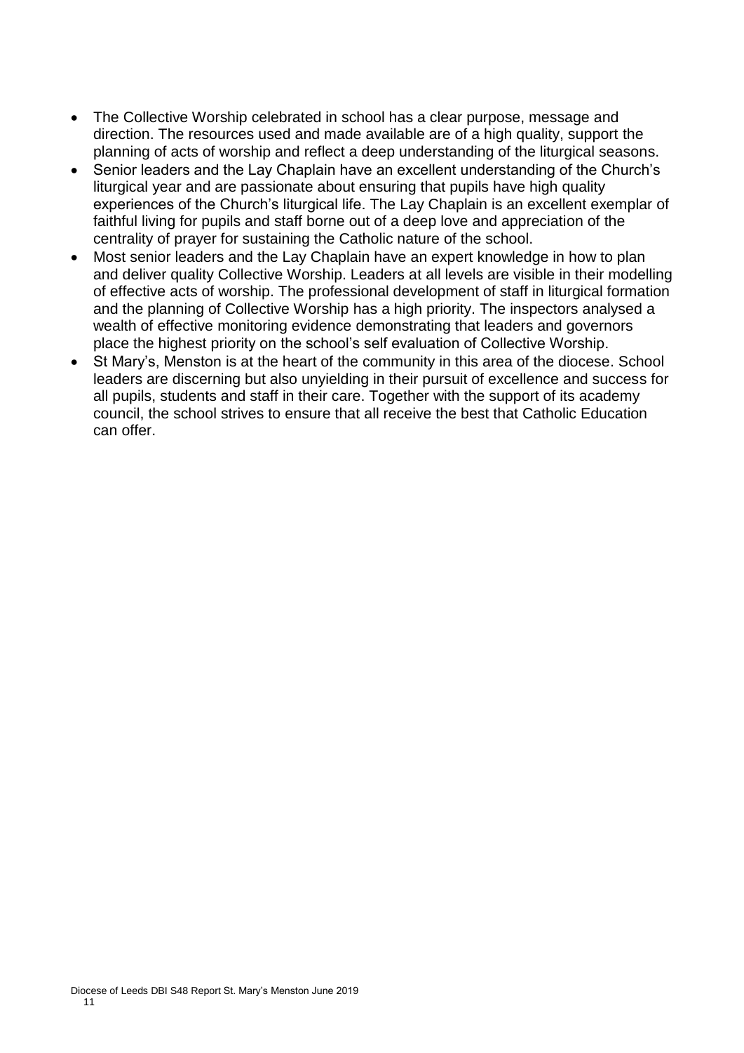- The Collective Worship celebrated in school has a clear purpose, message and direction. The resources used and made available are of a high quality, support the planning of acts of worship and reflect a deep understanding of the liturgical seasons.
- Senior leaders and the Lay Chaplain have an excellent understanding of the Church's liturgical year and are passionate about ensuring that pupils have high quality experiences of the Church's liturgical life. The Lay Chaplain is an excellent exemplar of faithful living for pupils and staff borne out of a deep love and appreciation of the centrality of prayer for sustaining the Catholic nature of the school.
- Most senior leaders and the Lay Chaplain have an expert knowledge in how to plan and deliver quality Collective Worship. Leaders at all levels are visible in their modelling of effective acts of worship. The professional development of staff in liturgical formation and the planning of Collective Worship has a high priority. The inspectors analysed a wealth of effective monitoring evidence demonstrating that leaders and governors place the highest priority on the school's self evaluation of Collective Worship.
- St Mary's, Menston is at the heart of the community in this area of the diocese. School leaders are discerning but also unyielding in their pursuit of excellence and success for all pupils, students and staff in their care. Together with the support of its academy council, the school strives to ensure that all receive the best that Catholic Education can offer.